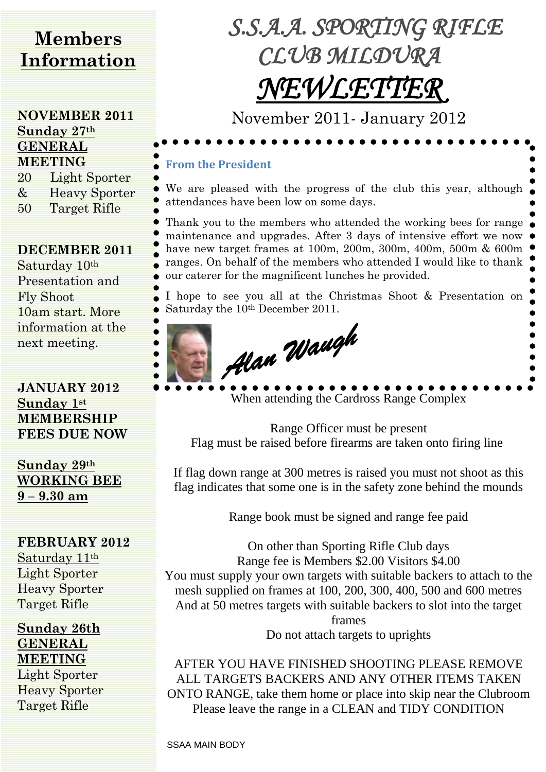# S.S.A.A. SPORTING RIFLE CLUB MILDURA NEWLETTER

November 2011- January 2012

### From the President

We are pleased with the progress of the club this year, although attendances have been low on some days.

Thank you to the members who attended the working bees for range maintenance and upgrades. After 3 days of intensive effort we now have new target frames at 100m, 200m, 300m, 400m, 500m & 600m ranges. On behalf of the members who attended I would like to thank our caterer for the magnificent lunches he provided.

I hope to see you all at the Christmas Shoot & Presentation on Saturday the 10th December 2011.

*Alan Waugh*

When attending the Cardross Range Complex

Range Officer must be present
Flag must be raised before firearms are taken onto firing line

If flag down range at 300 metres is raised you must not shoot as this flag indicates that some one is in the safety zone behind the mounds

Range book must be signed and range fee paid

On other than Sporting Rifle Club days
Range fee is Members $2.00 Visitors $4.00
You must supply your own targets with suitable backers to attach to the mesh supplied on frames at 100, 200, 300, 400, 500 and 600 metres
And at 50 metres targets with suitable backers to slot into the target frames
Do not attach targets to uprights

AFTER YOU HAVE FINISHED SHOOTING PLEASE REMOVE ALL TARGETS BACKERS AND ANY OTHER ITEMS TAKEN ONTO RANGE, take them home or place into skip near the Clubroom
Please leave the range in a CLEAN and TIDY CONDITION

SSAA MAIN BODY

## Members Information

**NOVEMBER 2011**
**Sunday 27th GENERAL MEETING**
20 Light Sporter
& Heavy Sporter
50 Target Rifle

**DECEMBER 2011**
Saturday 10th
Presentation and Fly Shoot
10am start. More information at the next meeting.

**JANUARY 2012**
**Sunday 1st**
**MEMBERSHIP FEES DUE NOW**

**Sunday 29th**
**WORKING BEE**
**9 – 9.30 am**

**FEBRUARY 2012**
Saturday 11th
Light Sporter
Heavy Sporter
Target Rifle

**Sunday 26th GENERAL MEETING**
Light Sporter
Heavy Sporter
Target Rifle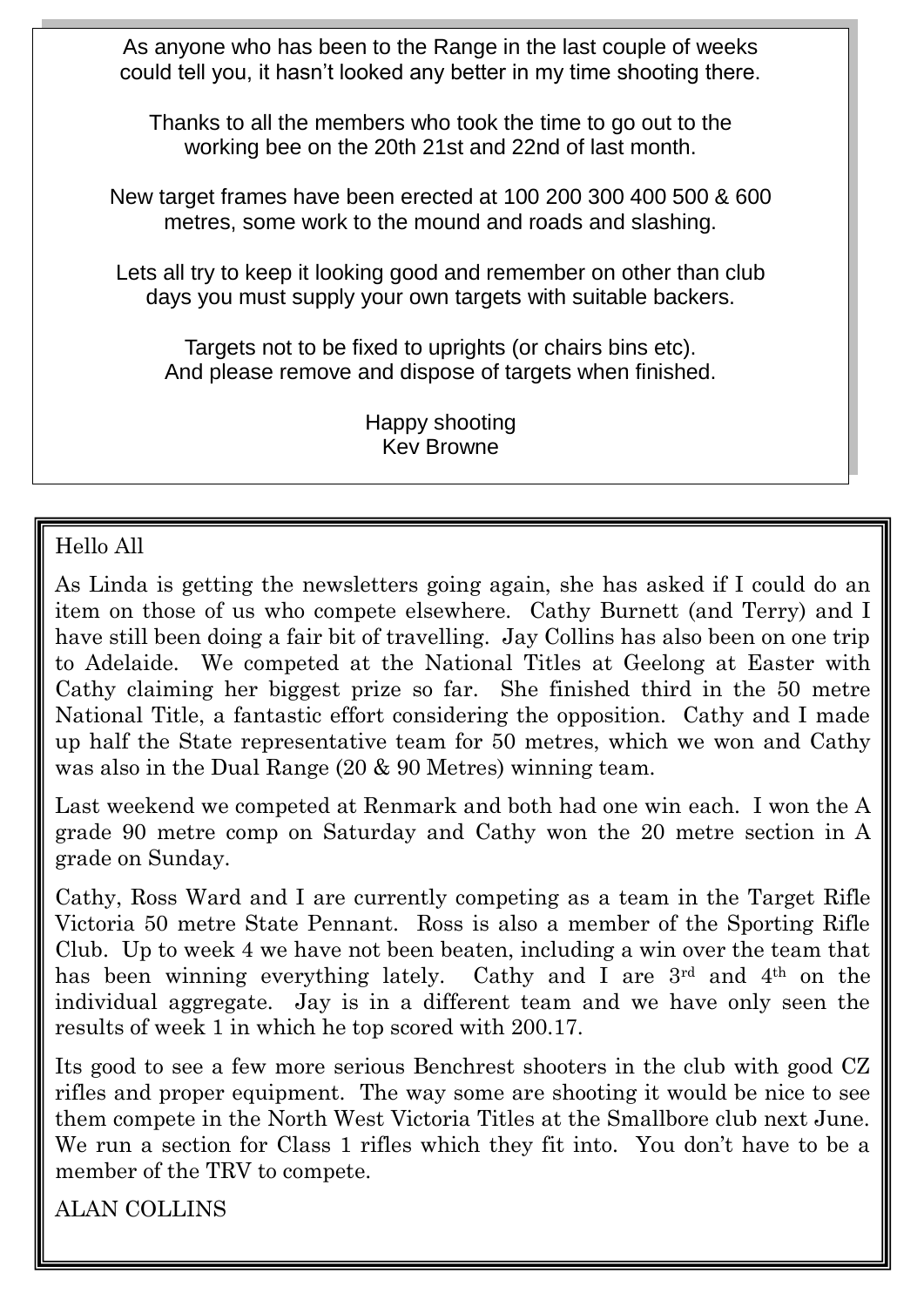As anyone who has been to the Range in the last couple of weeks could tell you, it hasn't looked any better in my time shooting there.

Thanks to all the members who took the time to go out to the working bee on the 20th 21st and 22nd of last month.

New target frames have been erected at 100 200 300 400 500 & 600 metres, some work to the mound and roads and slashing.

Lets all try to keep it looking good and remember on other than club days you must supply your own targets with suitable backers.

Targets not to be fixed to uprights (or chairs bins etc). And please remove and dispose of targets when finished.

Happy shooting
Kev Browne

---

Hello All

As Linda is getting the newsletters going again, she has asked if I could do an item on those of us who compete elsewhere. Cathy Burnett (and Terry) and I have still been doing a fair bit of travelling. Jay Collins has also been on one trip to Adelaide. We competed at the National Titles at Geelong at Easter with Cathy claiming her biggest prize so far. She finished third in the 50 metre National Title, a fantastic effort considering the opposition. Cathy and I made up half the State representative team for 50 metres, which we won and Cathy was also in the Dual Range (20 & 90 Metres) winning team.

Last weekend we competed at Renmark and both had one win each. I won the A grade 90 metre comp on Saturday and Cathy won the 20 metre section in A grade on Sunday.

Cathy, Ross Ward and I are currently competing as a team in the Target Rifle Victoria 50 metre State Pennant. Ross is also a member of the Sporting Rifle Club. Up to week 4 we have not been beaten, including a win over the team that has been winning everything lately. Cathy and I are 3rd and 4th on the individual aggregate. Jay is in a different team and we have only seen the results of week 1 in which he top scored with 200.17.

Its good to see a few more serious Benchrest shooters in the club with good CZ rifles and proper equipment. The way some are shooting it would be nice to see them compete in the North West Victoria Titles at the Smallbore club next June. We run a section for Class 1 rifles which they fit into. You don't have to be a member of the TRV to compete.

ALAN COLLINS